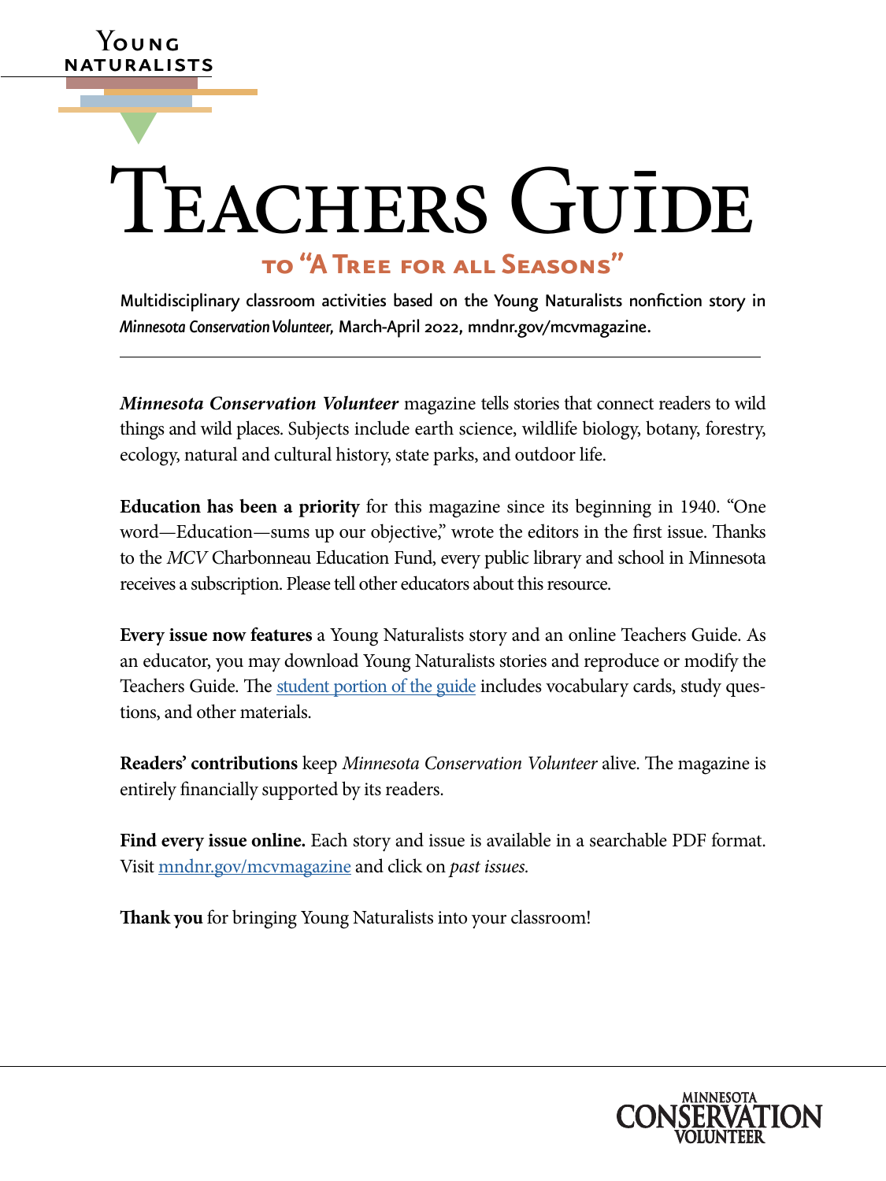Young Naturalists

# Teachers Guide

## to "A Tree for all Seasons"

Multidisciplinary classroom activities based on the Young Naturalists nonfiction story in *Minnesota Conservation Volunteer,* March-April 2022, mndnr.gov/mcvmagazine.

***Minnesota Conservation Volunteer*** magazine tells stories that connect readers to wild things and wild places. Subjects include earth science, wildlife biology, botany, forestry, ecology, natural and cultural history, state parks, and outdoor life.

**Education has been a priority** for this magazine since its beginning in 1940. "One word—Education—sums up our objective," wrote the editors in the first issue. Thanks to the *MCV* Charbonneau Education Fund, every public library and school in Minnesota receives a subscription. Please tell other educators about this resource.

**Every issue now features** a Young Naturalists story and an online Teachers Guide. As an educator, you may download Young Naturalists stories and reproduce or modify the Teachers Guide. The student portion of the guide includes vocabulary cards, study questions, and other materials.

**Readers' contributions** keep *Minnesota Conservation Volunteer* alive. The magazine is entirely financially supported by its readers.

**Find every issue online.** Each story and issue is available in a searchable PDF format. Visit mndnr.gov/mcvmagazine and click on *past issues.*

**Thank you** for bringing Young Naturalists into your classroom!

Minnesota Conservation Volunteer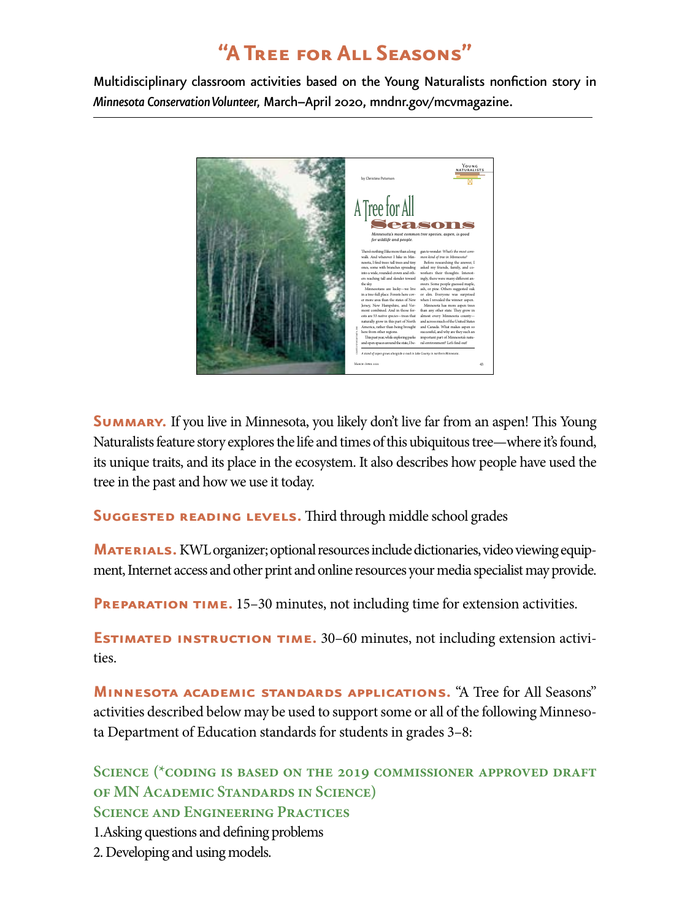# "A Tree for All Seasons"

Multidisciplinary classroom activities based on the Young Naturalists nonfiction story in *Minnesota Conservation Volunteer,* March–April 2020, mndnr.gov/mcvmagazine.

---

**Summary.** If you live in Minnesota, you likely don't live far from an aspen! This Young Naturalists feature story explores the life and times of this ubiquitous tree—where it's found, its unique traits, and its place in the ecosystem. It also describes how people have used the tree in the past and how we use it today.

**Suggested reading levels.** Third through middle school grades

**Materials.** KWL organizer; optional resources include dictionaries, video viewing equipment, Internet access and other print and online resources your media specialist may provide.

**Preparation time.** 15–30 minutes, not including time for extension activities.

**Estimated instruction time.** 30–60 minutes, not including extension activities.

**Minnesota academic standards applications.** "A Tree for All Seasons" activities described below may be used to support some or all of the following Minnesota Department of Education standards for students in grades 3–8:

## Science (*coding is based on the 2019 commissioner approved draft of MN Academic Standards in Science)

### Science and Engineering Practices

1. Asking questions and defining problems
2. Developing and using models.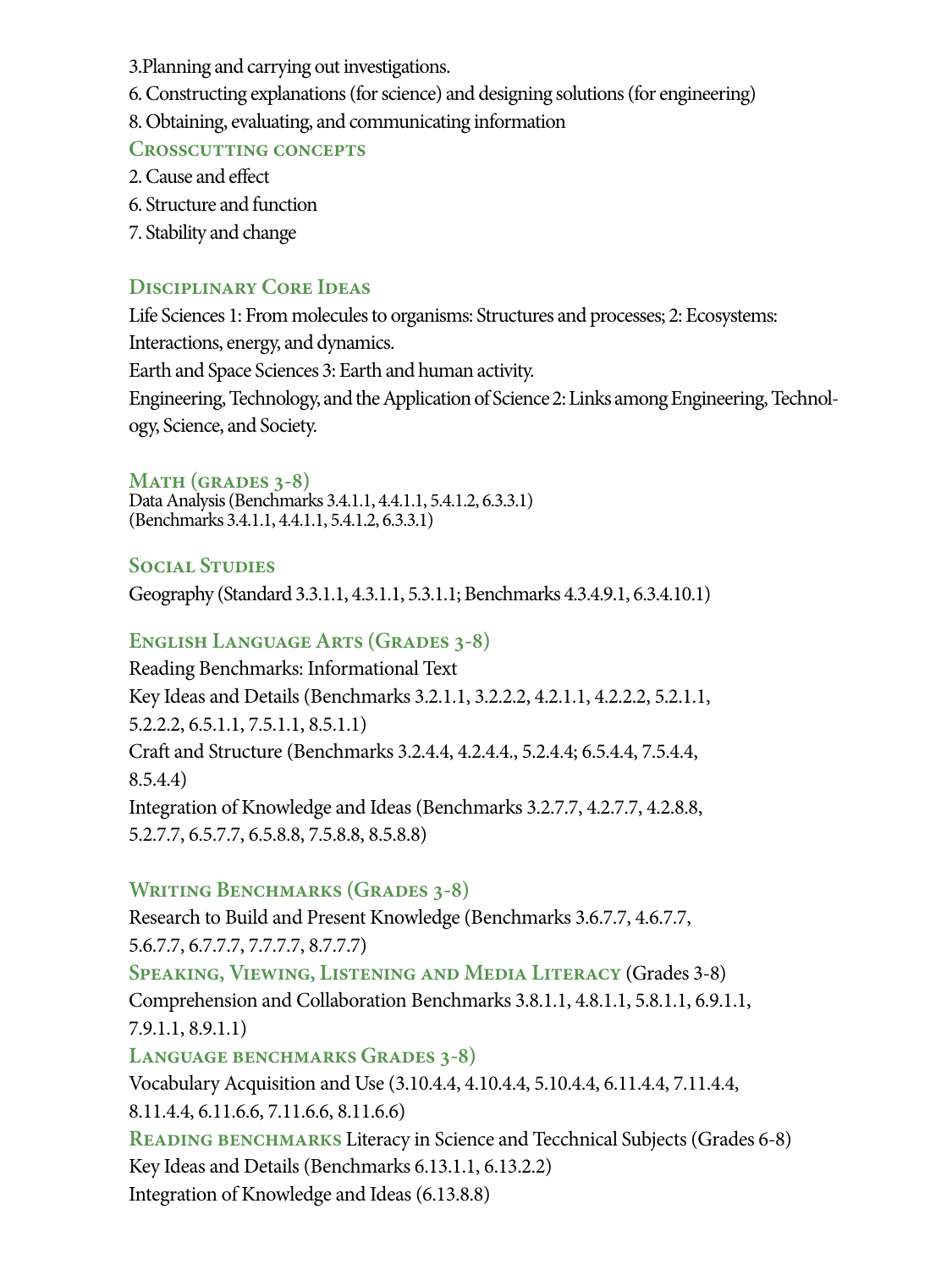3.Planning and carrying out investigations.

6. Constructing explanations (for science) and designing solutions (for engineering)

8. Obtaining, evaluating, and communicating information

### Crosscutting concepts

2. Cause and effect

6. Structure and function

7. Stability and change

### Disciplinary Core Ideas

Life Sciences 1: From molecules to organisms: Structures and processes; 2: Ecosystems: Interactions, energy, and dynamics.

Earth and Space Sciences 3: Earth and human activity.

Engineering, Technology, and the Application of Science 2: Links among Engineering, Technology, Science, and Society.

### Math (grades 3-8)

Data Analysis (Benchmarks 3.4.1.1, 4.4.1.1, 5.4.1.2, 6.3.3.1)
(Benchmarks 3.4.1.1, 4.4.1.1, 5.4.1.2, 6.3.3.1)

### Social Studies

Geography (Standard 3.3.1.1, 4.3.1.1, 5.3.1.1; Benchmarks 4.3.4.9.1, 6.3.4.10.1)

### English Language Arts (Grades 3-8)

Reading Benchmarks: Informational Text

Key Ideas and Details (Benchmarks 3.2.1.1, 3.2.2.2, 4.2.1.1, 4.2.2.2, 5.2.1.1, 5.2.2.2, 6.5.1.1, 7.5.1.1, 8.5.1.1)

Craft and Structure (Benchmarks 3.2.4.4, 4.2.4.4., 5.2.4.4; 6.5.4.4, 7.5.4.4, 8.5.4.4)

Integration of Knowledge and Ideas (Benchmarks 3.2.7.7, 4.2.7.7, 4.2.8.8, 5.2.7.7, 6.5.7.7, 6.5.8.8, 7.5.8.8, 8.5.8.8)

### Writing Benchmarks (Grades 3-8)

Research to Build and Present Knowledge (Benchmarks 3.6.7.7, 4.6.7.7, 5.6.7.7, 6.7.7.7, 7.7.7.7, 8.7.7.7)

**Speaking, Viewing, Listening and Media Literacy** (Grades 3-8)

Comprehension and Collaboration Benchmarks 3.8.1.1, 4.8.1.1, 5.8.1.1, 6.9.1.1, 7.9.1.1, 8.9.1.1)

### Language benchmarks Grades 3-8)

Vocabulary Acquisition and Use (3.10.4.4, 4.10.4.4, 5.10.4.4, 6.11.4.4, 7.11.4.4, 8.11.4.4, 6.11.6.6, 7.11.6.6, 8.11.6.6)

**Reading benchmarks** Literacy in Science and Tecchnical Subjects (Grades 6-8)

Key Ideas and Details (Benchmarks 6.13.1.1, 6.13.2.2)

Integration of Knowledge and Ideas (6.13.8.8)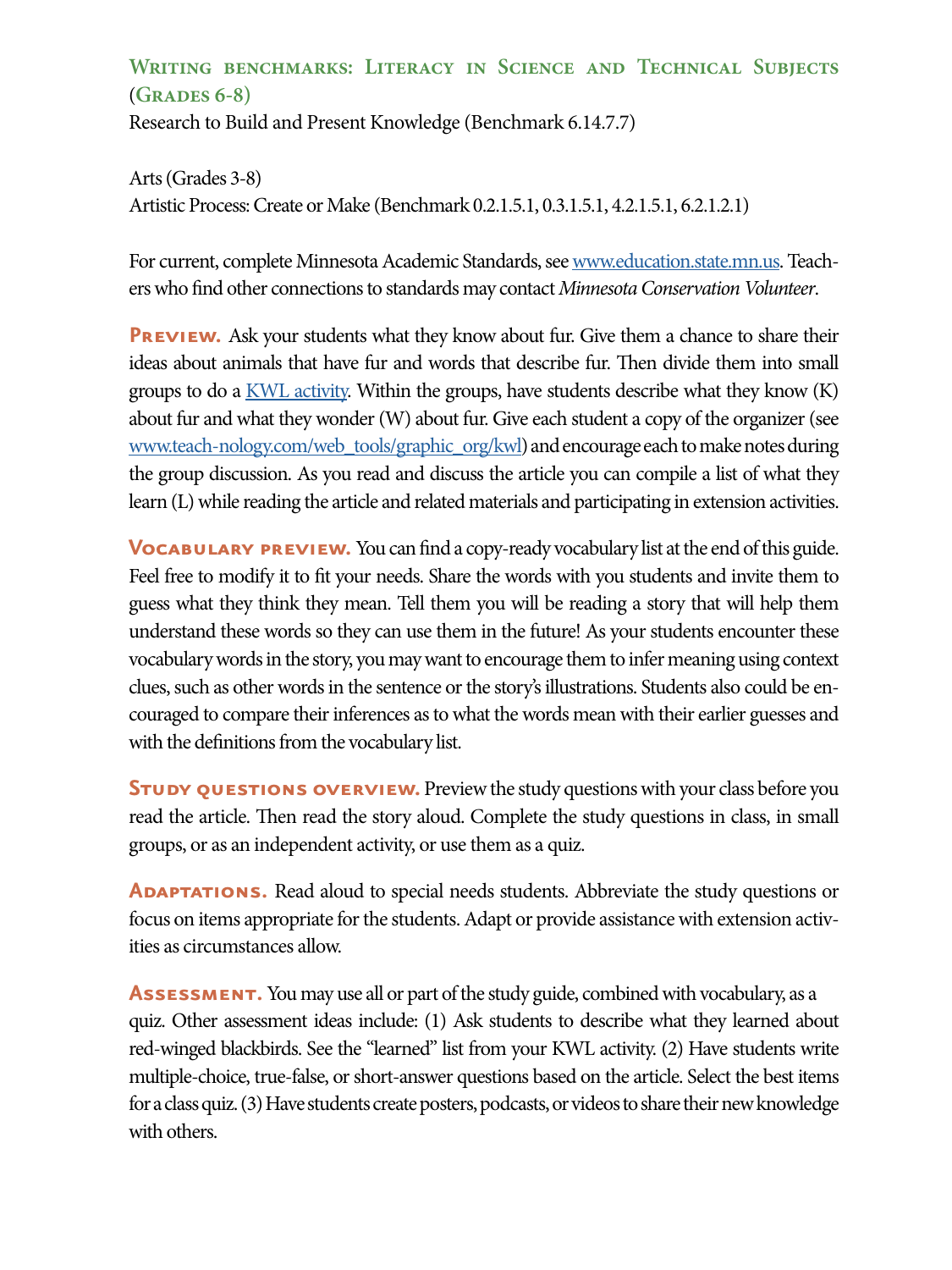### Writing benchmarks: Literacy in Science and Technical Subjects (Grades 6-8)

Research to Build and Present Knowledge (Benchmark 6.14.7.7)

Arts (Grades 3-8)

Artistic Process: Create or Make (Benchmark 0.2.1.5.1, 0.3.1.5.1, 4.2.1.5.1, 6.2.1.2.1)

For current, complete Minnesota Academic Standards, see [www.education.state.mn.us](www.education.state.mn.us). Teachers who find other connections to standards may contact *Minnesota Conservation Volunteer*.

**Preview.** Ask your students what they know about fur. Give them a chance to share their ideas about animals that have fur and words that describe fur. Then divide them into small groups to do a KWL activity. Within the groups, have students describe what they know (K) about fur and what they wonder (W) about fur. Give each student a copy of the organizer (see [www.teach-nology.com/web_tools/graphic_org/kwl](www.teach-nology.com/web_tools/graphic_org/kwl)) and encourage each to make notes during the group discussion. As you read and discuss the article you can compile a list of what they learn (L) while reading the article and related materials and participating in extension activities.

**Vocabulary preview.** You can find a copy-ready vocabulary list at the end of this guide. Feel free to modify it to fit your needs. Share the words with you students and invite them to guess what they think they mean. Tell them you will be reading a story that will help them understand these words so they can use them in the future! As your students encounter these vocabulary words in the story, you may want to encourage them to infer meaning using context clues, such as other words in the sentence or the story's illustrations. Students also could be encouraged to compare their inferences as to what the words mean with their earlier guesses and with the definitions from the vocabulary list.

**Study questions overview.** Preview the study questions with your class before you read the article. Then read the story aloud. Complete the study questions in class, in small groups, or as an independent activity, or use them as a quiz.

**Adaptations.** Read aloud to special needs students. Abbreviate the study questions or focus on items appropriate for the students. Adapt or provide assistance with extension activities as circumstances allow.

**Assessment.** You may use all or part of the study guide, combined with vocabulary, as a quiz. Other assessment ideas include: (1) Ask students to describe what they learned about red-winged blackbirds. See the "learned" list from your KWL activity. (2) Have students write multiple-choice, true-false, or short-answer questions based on the article. Select the best items for a class quiz. (3) Have students create posters, podcasts, or videos to share their new knowledge with others.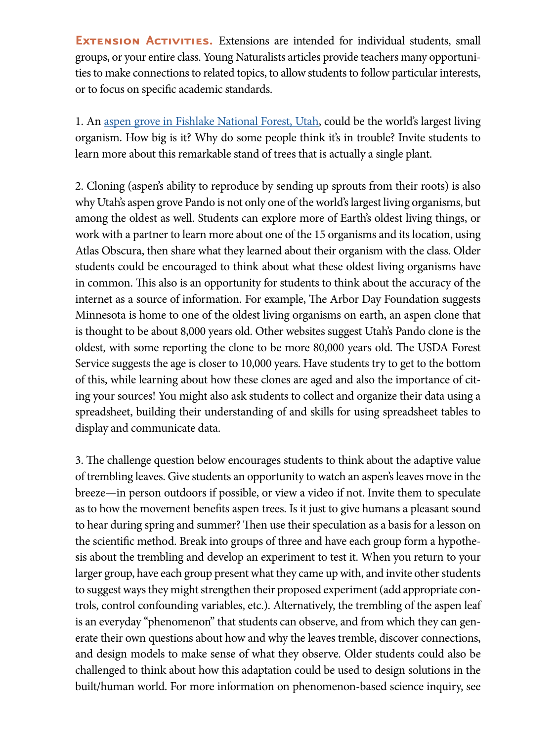**Extension Activities.** Extensions are intended for individual students, small groups, or your entire class. Young Naturalists articles provide teachers many opportunities to make connections to related topics, to allow students to follow particular interests, or to focus on specific academic standards.

1. An aspen grove in Fishlake National Forest, Utah, could be the world's largest living organism. How big is it? Why do some people think it's in trouble? Invite students to learn more about this remarkable stand of trees that is actually a single plant.

2. Cloning (aspen's ability to reproduce by sending up sprouts from their roots) is also why Utah's aspen grove Pando is not only one of the world's largest living organisms, but among the oldest as well. Students can explore more of Earth's oldest living things, or work with a partner to learn more about one of the 15 organisms and its location, using Atlas Obscura, then share what they learned about their organism with the class. Older students could be encouraged to think about what these oldest living organisms have in common. This also is an opportunity for students to think about the accuracy of the internet as a source of information. For example, The Arbor Day Foundation suggests Minnesota is home to one of the oldest living organisms on earth, an aspen clone that is thought to be about 8,000 years old. Other websites suggest Utah's Pando clone is the oldest, with some reporting the clone to be more 80,000 years old. The USDA Forest Service suggests the age is closer to 10,000 years. Have students try to get to the bottom of this, while learning about how these clones are aged and also the importance of citing your sources! You might also ask students to collect and organize their data using a spreadsheet, building their understanding of and skills for using spreadsheet tables to display and communicate data.

3. The challenge question below encourages students to think about the adaptive value of trembling leaves. Give students an opportunity to watch an aspen's leaves move in the breeze—in person outdoors if possible, or view a video if not. Invite them to speculate as to how the movement benefits aspen trees. Is it just to give humans a pleasant sound to hear during spring and summer? Then use their speculation as a basis for a lesson on the scientific method. Break into groups of three and have each group form a hypothesis about the trembling and develop an experiment to test it. When you return to your larger group, have each group present what they came up with, and invite other students to suggest ways they might strengthen their proposed experiment (add appropriate controls, control confounding variables, etc.). Alternatively, the trembling of the aspen leaf is an everyday "phenomenon" that students can observe, and from which they can generate their own questions about how and why the leaves tremble, discover connections, and design models to make sense of what they observe. Older students could also be challenged to think about how this adaptation could be used to design solutions in the built/human world. For more information on phenomenon-based science inquiry, see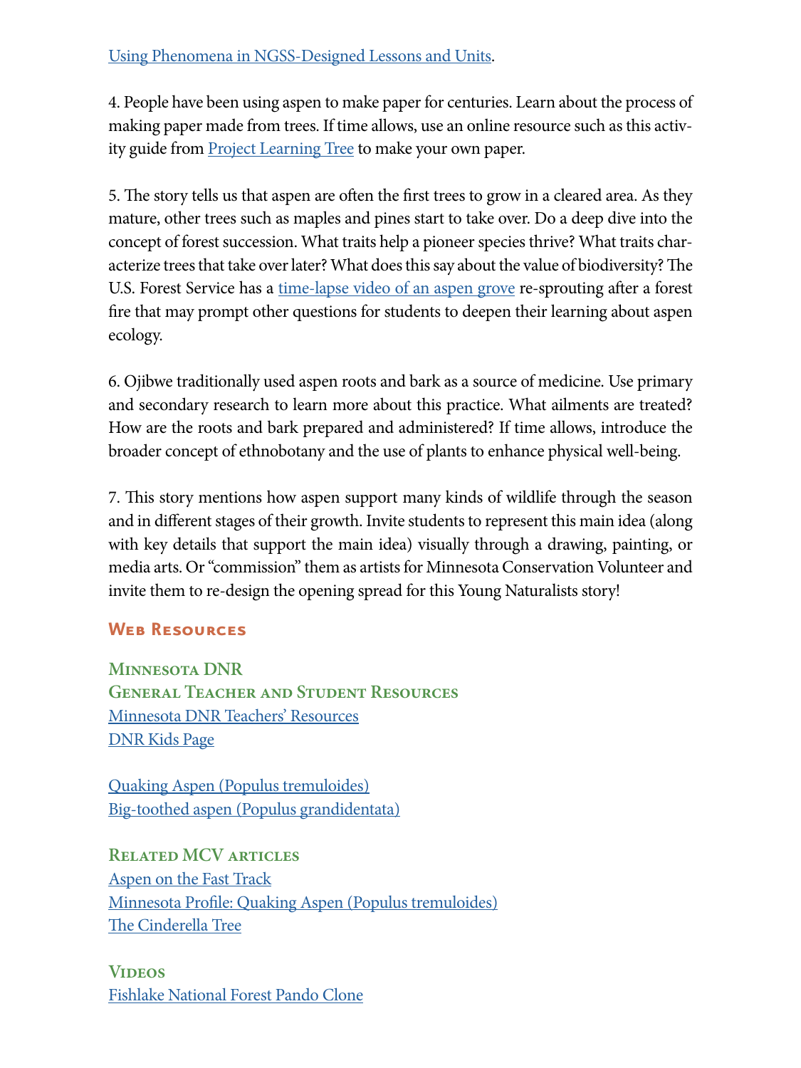Using Phenomena in NGSS-Designed Lessons and Units.

4. People have been using aspen to make paper for centuries. Learn about the process of making paper made from trees. If time allows, use an online resource such as this activity guide from Project Learning Tree to make your own paper.

5. The story tells us that aspen are often the first trees to grow in a cleared area. As they mature, other trees such as maples and pines start to take over. Do a deep dive into the concept of forest succession. What traits help a pioneer species thrive? What traits characterize trees that take over later? What does this say about the value of biodiversity? The U.S. Forest Service has a time-lapse video of an aspen grove re-sprouting after a forest fire that may prompt other questions for students to deepen their learning about aspen ecology.

6. Ojibwe traditionally used aspen roots and bark as a source of medicine. Use primary and secondary research to learn more about this practice. What ailments are treated? How are the roots and bark prepared and administered? If time allows, introduce the broader concept of ethnobotany and the use of plants to enhance physical well-being.

7. This story mentions how aspen support many kinds of wildlife through the season and in different stages of their growth. Invite students to represent this main idea (along with key details that support the main idea) visually through a drawing, painting, or media arts. Or "commission" them as artists for Minnesota Conservation Volunteer and invite them to re-design the opening spread for this Young Naturalists story!

## Web Resources

### Minnesota DNR

### General Teacher and Student Resources

Minnesota DNR Teachers' Resources
DNR Kids Page

Quaking Aspen (Populus tremuloides)
Big-toothed aspen (Populus grandidentata)

### Related MCV articles

Aspen on the Fast Track
Minnesota Profile: Quaking Aspen (Populus tremuloides)
The Cinderella Tree

### Videos

Fishlake National Forest Pando Clone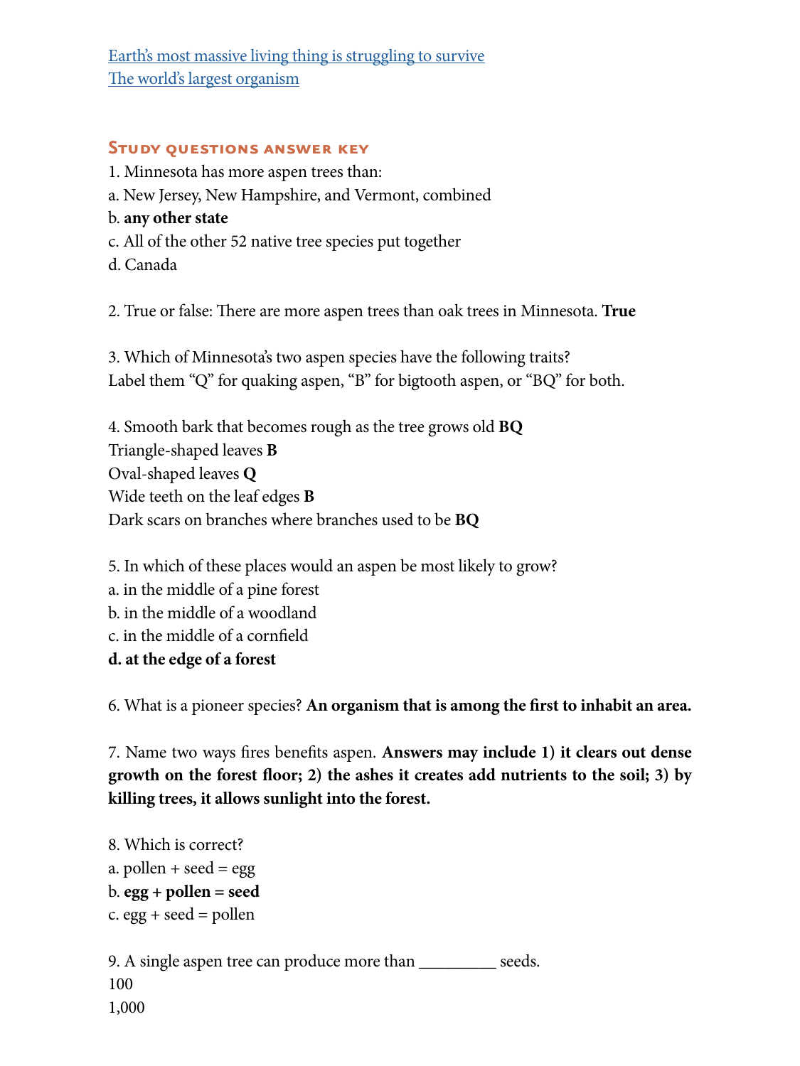[Earth's most massive living thing is struggling to survive](#)
[The world's largest organism](#)

## Study questions answer key

1. Minnesota has more aspen trees than:
a. New Jersey, New Hampshire, and Vermont, combined
b. **any other state**
c. All of the other 52 native tree species put together
d. Canada

2. True or false: There are more aspen trees than oak trees in Minnesota. **True**

3. Which of Minnesota's two aspen species have the following traits?
Label them "Q" for quaking aspen, "B" for bigtooth aspen, or "BQ" for both.

4. Smooth bark that becomes rough as the tree grows old **BQ**
Triangle-shaped leaves **B**
Oval-shaped leaves **Q**
Wide teeth on the leaf edges **B**
Dark scars on branches where branches used to be **BQ**

5. In which of these places would an aspen be most likely to grow?
a. in the middle of a pine forest
b. in the middle of a woodland
c. in the middle of a cornfield
**d. at the edge of a forest**

6. What is a pioneer species? **An organism that is among the first to inhabit an area.**

7. Name two ways fires benefits aspen. **Answers may include 1) it clears out dense growth on the forest floor; 2) the ashes it creates add nutrients to the soil; 3) by killing trees, it allows sunlight into the forest.**

8. Which is correct?
a. pollen + seed = egg
b. **egg + pollen = seed**
c. egg + seed = pollen

9. A single aspen tree can produce more than _________ seeds.
100
1,000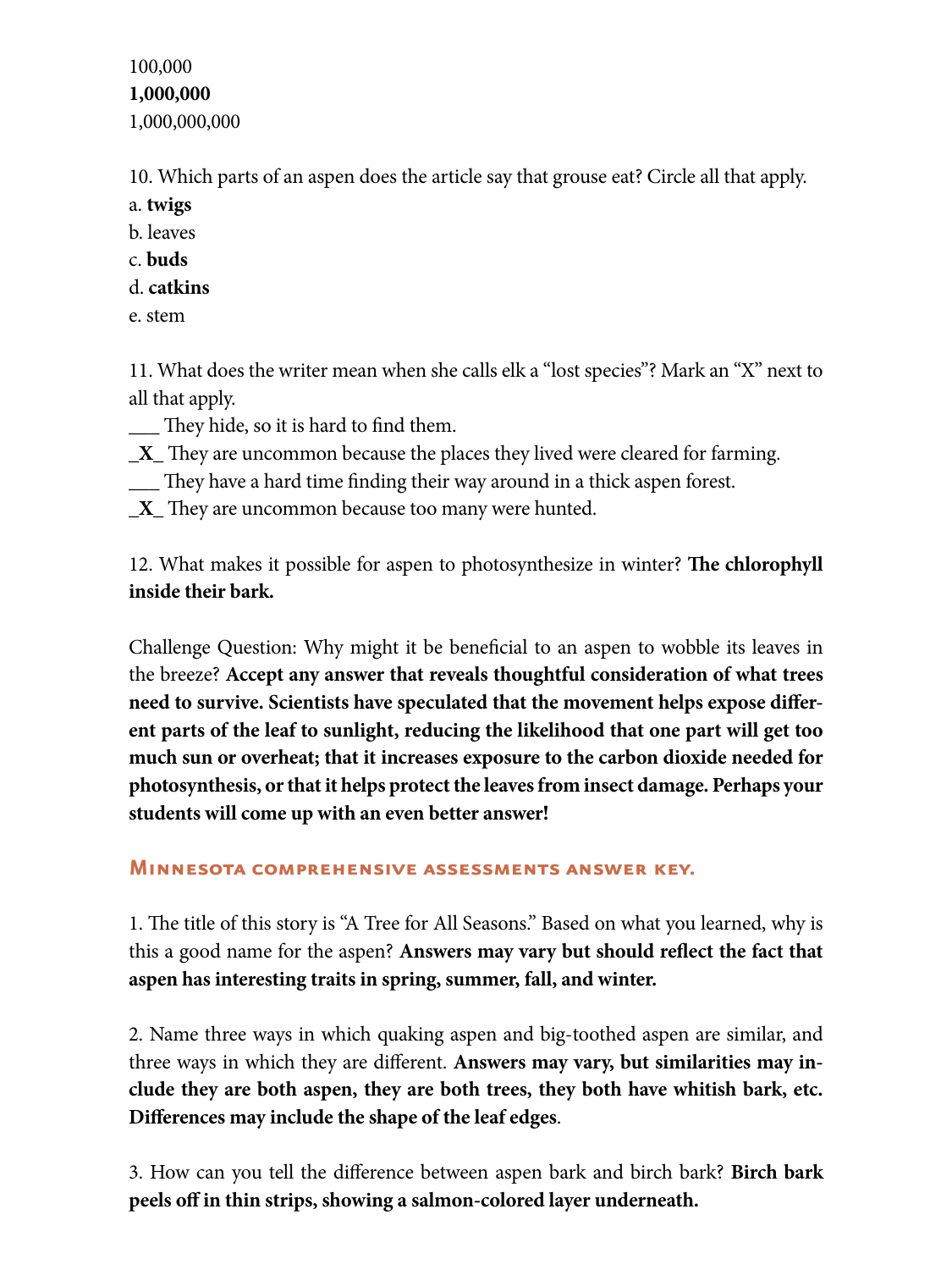100,000
**1,000,000**
1,000,000,000

10. Which parts of an aspen does the article say that grouse eat? Circle all that apply.
a. **twigs**
b. leaves
c. **buds**
d. **catkins**
e. stem

11. What does the writer mean when she calls elk a "lost species"? Mark an "X" next to all that apply.
___ They hide, so it is hard to find them.
_**X**_ They are uncommon because the places they lived were cleared for farming.
___ They have a hard time finding their way around in a thick aspen forest.
_**X**_ They are uncommon because too many were hunted.

12. What makes it possible for aspen to photosynthesize in winter? **The chlorophyll inside their bark.**

Challenge Question: Why might it be beneficial to an aspen to wobble its leaves in the breeze? **Accept any answer that reveals thoughtful consideration of what trees need to survive. Scientists have speculated that the movement helps expose different parts of the leaf to sunlight, reducing the likelihood that one part will get too much sun or overheat; that it increases exposure to the carbon dioxide needed for photosynthesis, or that it helps protect the leaves from insect damage. Perhaps your students will come up with an even better answer!**

## Minnesota comprehensive assessments answer key.

1. The title of this story is "A Tree for All Seasons." Based on what you learned, why is this a good name for the aspen? **Answers may vary but should reflect the fact that aspen has interesting traits in spring, summer, fall, and winter.**

2. Name three ways in which quaking aspen and big-toothed aspen are similar, and three ways in which they are different. **Answers may vary, but similarities may include they are both aspen, they are both trees, they both have whitish bark, etc. Differences may include the shape of the leaf edges**.

3. How can you tell the difference between aspen bark and birch bark? **Birch bark peels off in thin strips, showing a salmon-colored layer underneath.**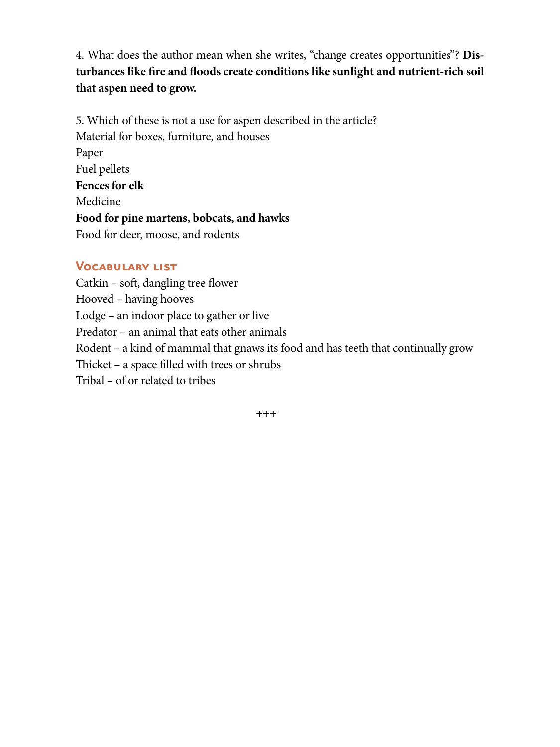4. What does the author mean when she writes, “change creates opportunities”? **Disturbances like fire and floods create conditions like sunlight and nutrient-rich soil that aspen need to grow.**

5. Which of these is not a use for aspen described in the article?
Material for boxes, furniture, and houses
Paper
Fuel pellets
**Fences for elk**
Medicine
**Food for pine martens, bobcats, and hawks**
Food for deer, moose, and rodents

## Vocabulary list

Catkin – soft, dangling tree flower
Hooved – having hooves
Lodge – an indoor place to gather or live
Predator – an animal that eats other animals
Rodent – a kind of mammal that gnaws its food and has teeth that continually grow
Thicket – a space filled with trees or shrubs
Tribal – of or related to tribes

+++